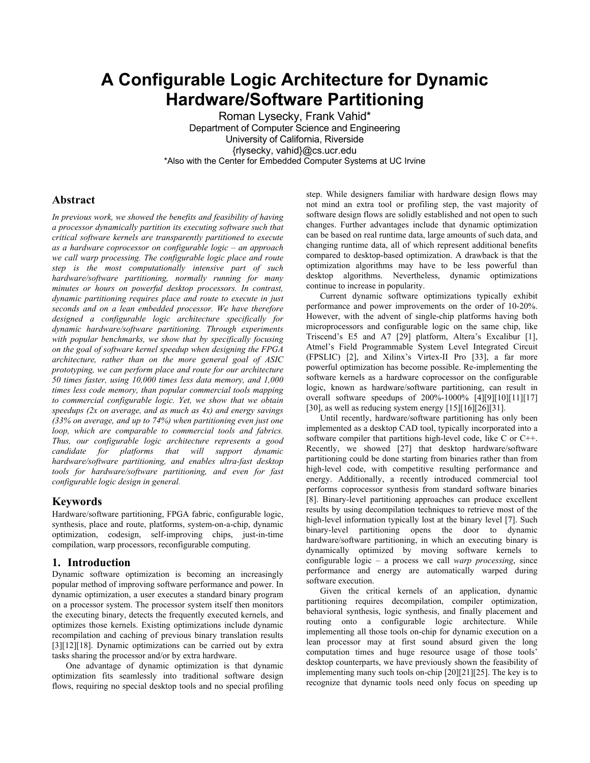# A Configurable Logic Architecture for Dynamic Hardware/Software Partitioning

Roman Lysecky, Frank Vahid*
Department of Computer Science and Engineering
University of California, Riverside
{rlysecky, vahid}@cs.ucr.edu
*Also with the Center for Embedded Computer Systems at UC Irvine

## Abstract

*In previous work, we showed the benefits and feasibility of having a processor dynamically partition its executing software such that critical software kernels are transparently partitioned to execute as a hardware coprocessor on configurable logic – an approach we call warp processing. The configurable logic place and route step is the most computationally intensive part of such hardware/software partitioning, normally running for many minutes or hours on powerful desktop processors. In contrast, dynamic partitioning requires place and route to execute in just seconds and on a lean embedded processor. We have therefore designed a configurable logic architecture specifically for dynamic hardware/software partitioning. Through experiments with popular benchmarks, we show that by specifically focusing on the goal of software kernel speedup when designing the FPGA architecture, rather than on the more general goal of ASIC prototyping, we can perform place and route for our architecture 50 times faster, using 10,000 times less data memory, and 1,000 times less code memory, than popular commercial tools mapping to commercial configurable logic. Yet, we show that we obtain speedups (2x on average, and as much as 4x) and energy savings (33% on average, and up to 74%) when partitioning even just one loop, which are comparable to commercial tools and fabrics. Thus, our configurable logic architecture represents a good candidate for platforms that will support dynamic hardware/software partitioning, and enables ultra-fast desktop tools for hardware/software partitioning, and even for fast configurable logic design in general.*

## Keywords

Hardware/software partitioning, FPGA fabric, configurable logic, synthesis, place and route, platforms, system-on-a-chip, dynamic optimization, codesign, self-improving chips, just-in-time compilation, warp processors, reconfigurable computing.

## 1. Introduction

Dynamic software optimization is becoming an increasingly popular method of improving software performance and power. In dynamic optimization, a user executes a standard binary program on a processor system. The processor system itself then monitors the executing binary, detects the frequently executed kernels, and optimizes those kernels. Existing optimizations include dynamic recompilation and caching of previous binary translation results [3][12][18]. Dynamic optimizations can be carried out by extra tasks sharing the processor and/or by extra hardware.

One advantage of dynamic optimization is that dynamic optimization fits seamlessly into traditional software design flows, requiring no special desktop tools and no special profiling step. While designers familiar with hardware design flows may not mind an extra tool or profiling step, the vast majority of software design flows are solidly established and not open to such changes. Further advantages include that dynamic optimization can be based on real runtime data, large amounts of such data, and changing runtime data, all of which represent additional benefits compared to desktop-based optimization. A drawback is that the optimization algorithms may have to be less powerful than desktop algorithms. Nevertheless, dynamic optimizations continue to increase in popularity.

Current dynamic software optimizations typically exhibit performance and power improvements on the order of 10-20%. However, with the advent of single-chip platforms having both microprocessors and configurable logic on the same chip, like Triscend's E5 and A7 [29] platform, Altera's Excalibur [1], Atmel's Field Programmable System Level Integrated Circuit (FPSLIC) [2], and Xilinx's Virtex-II Pro [33], a far more powerful optimization has become possible. Re-implementing the software kernels as a hardware coprocessor on the configurable logic, known as hardware/software partitioning, can result in overall software speedups of 200%-1000% [4][9][10][11][17][30], as well as reducing system energy [15][16][26][31].

Until recently, hardware/software partitioning has only been implemented as a desktop CAD tool, typically incorporated into a software compiler that partitions high-level code, like C or C++. Recently, we showed [27] that desktop hardware/software partitioning could be done starting from binaries rather than from high-level code, with competitive resulting performance and energy. Additionally, a recently introduced commercial tool performs coprocessor synthesis from standard software binaries [8]. Binary-level partitioning approaches can produce excellent results by using decompilation techniques to retrieve most of the high-level information typically lost at the binary level [7]. Such binary-level partitioning opens the door to dynamic hardware/software partitioning, in which an executing binary is dynamically optimized by moving software kernels to configurable logic – a process we call *warp processing*, since performance and energy are automatically warped during software execution.

Given the critical kernels of an application, dynamic partitioning requires decompilation, compiler optimization, behavioral synthesis, logic synthesis, and finally placement and routing onto a configurable logic architecture. While implementing all those tools on-chip for dynamic execution on a lean processor may at first sound absurd given the long computation times and huge resource usage of those tools' desktop counterparts, we have previously shown the feasibility of implementing many such tools on-chip [20][21][25]. The key is to recognize that dynamic tools need only focus on speeding up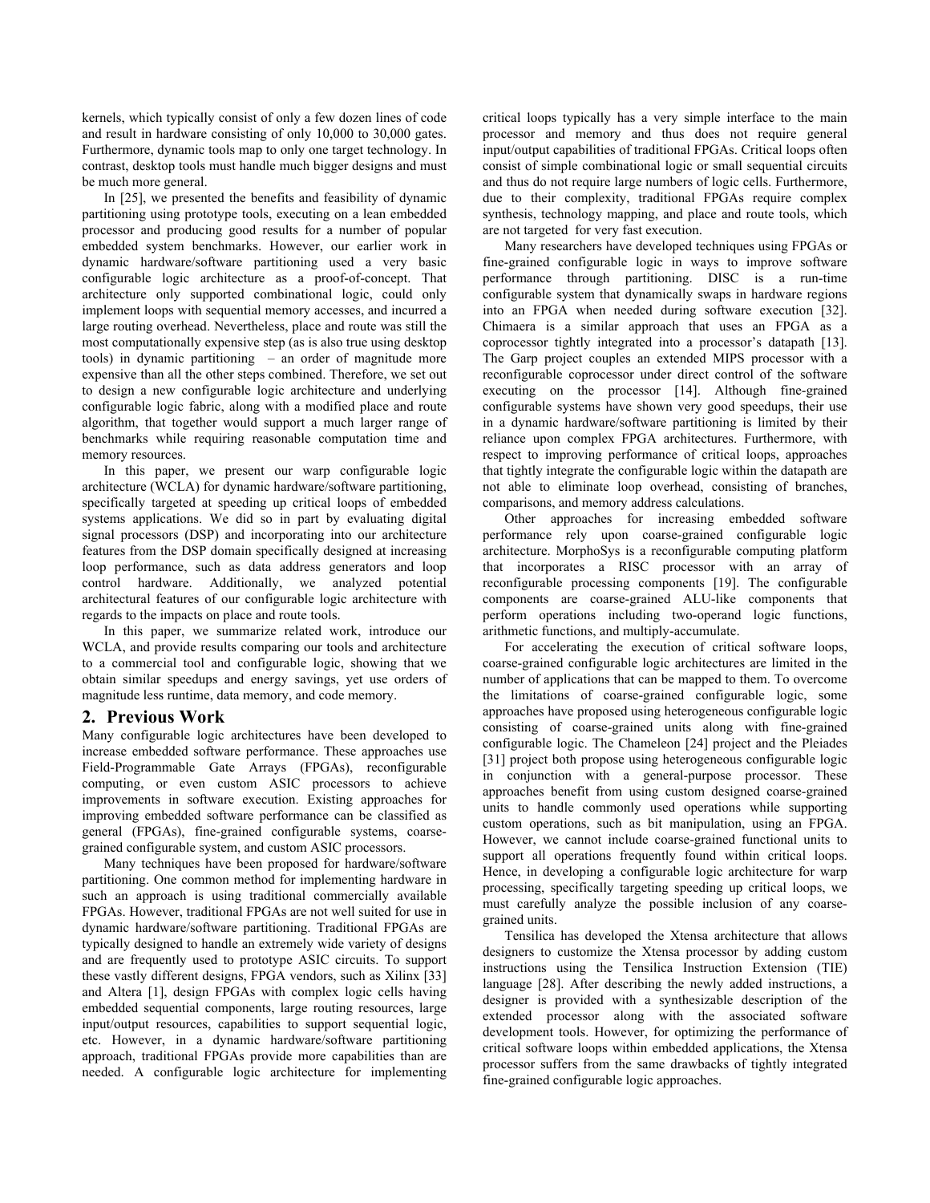kernels, which typically consist of only a few dozen lines of code and result in hardware consisting of only 10,000 to 30,000 gates. Furthermore, dynamic tools map to only one target technology. In contrast, desktop tools must handle much bigger designs and must be much more general.

In [25], we presented the benefits and feasibility of dynamic partitioning using prototype tools, executing on a lean embedded processor and producing good results for a number of popular embedded system benchmarks. However, our earlier work in dynamic hardware/software partitioning used a very basic configurable logic architecture as a proof-of-concept. That architecture only supported combinational logic, could only implement loops with sequential memory accesses, and incurred a large routing overhead. Nevertheless, place and route was still the most computationally expensive step (as is also true using desktop tools) in dynamic partitioning – an order of magnitude more expensive than all the other steps combined. Therefore, we set out to design a new configurable logic architecture and underlying configurable logic fabric, along with a modified place and route algorithm, that together would support a much larger range of benchmarks while requiring reasonable computation time and memory resources.

In this paper, we present our warp configurable logic architecture (WCLA) for dynamic hardware/software partitioning, specifically targeted at speeding up critical loops of embedded systems applications. We did so in part by evaluating digital signal processors (DSP) and incorporating into our architecture features from the DSP domain specifically designed at increasing loop performance, such as data address generators and loop control hardware. Additionally, we analyzed potential architectural features of our configurable logic architecture with regards to the impacts on place and route tools.

In this paper, we summarize related work, introduce our WCLA, and provide results comparing our tools and architecture to a commercial tool and configurable logic, showing that we obtain similar speedups and energy savings, yet use orders of magnitude less runtime, data memory, and code memory.

## 2. Previous Work

Many configurable logic architectures have been developed to increase embedded software performance. These approaches use Field-Programmable Gate Arrays (FPGAs), reconfigurable computing, or even custom ASIC processors to achieve improvements in software execution. Existing approaches for improving embedded software performance can be classified as general (FPGAs), fine-grained configurable systems, coarse-grained configurable system, and custom ASIC processors.

Many techniques have been proposed for hardware/software partitioning. One common method for implementing hardware in such an approach is using traditional commercially available FPGAs. However, traditional FPGAs are not well suited for use in dynamic hardware/software partitioning. Traditional FPGAs are typically designed to handle an extremely wide variety of designs and are frequently used to prototype ASIC circuits. To support these vastly different designs, FPGA vendors, such as Xilinx [33] and Altera [1], design FPGAs with complex logic cells having embedded sequential components, large routing resources, large input/output resources, capabilities to support sequential logic, etc. However, in a dynamic hardware/software partitioning approach, traditional FPGAs provide more capabilities than are needed. A configurable logic architecture for implementing critical loops typically has a very simple interface to the main processor and memory and thus does not require general input/output capabilities of traditional FPGAs. Critical loops often consist of simple combinational logic or small sequential circuits and thus do not require large numbers of logic cells. Furthermore, due to their complexity, traditional FPGAs require complex synthesis, technology mapping, and place and route tools, which are not targeted for very fast execution.

Many researchers have developed techniques using FPGAs or fine-grained configurable logic in ways to improve software performance through partitioning. DISC is a run-time configurable system that dynamically swaps in hardware regions into an FPGA when needed during software execution [32]. Chimaera is a similar approach that uses an FPGA as a coprocessor tightly integrated into a processor's datapath [13]. The Garp project couples an extended MIPS processor with a reconfigurable coprocessor under direct control of the software executing on the processor [14]. Although fine-grained configurable systems have shown very good speedups, their use in a dynamic hardware/software partitioning is limited by their reliance upon complex FPGA architectures. Furthermore, with respect to improving performance of critical loops, approaches that tightly integrate the configurable logic within the datapath are not able to eliminate loop overhead, consisting of branches, comparisons, and memory address calculations.

Other approaches for increasing embedded software performance rely upon coarse-grained configurable logic architecture. MorphoSys is a reconfigurable computing platform that incorporates a RISC processor with an array of reconfigurable processing components [19]. The configurable components are coarse-grained ALU-like components that perform operations including two-operand logic functions, arithmetic functions, and multiply-accumulate.

For accelerating the execution of critical software loops, coarse-grained configurable logic architectures are limited in the number of applications that can be mapped to them. To overcome the limitations of coarse-grained configurable logic, some approaches have proposed using heterogeneous configurable logic consisting of coarse-grained units along with fine-grained configurable logic. The Chameleon [24] project and the Pleiades [31] project both propose using heterogeneous configurable logic in conjunction with a general-purpose processor. These approaches benefit from using custom designed coarse-grained units to handle commonly used operations while supporting custom operations, such as bit manipulation, using an FPGA. However, we cannot include coarse-grained functional units to support all operations frequently found within critical loops. Hence, in developing a configurable logic architecture for warp processing, specifically targeting speeding up critical loops, we must carefully analyze the possible inclusion of any coarse-grained units.

Tensilica has developed the Xtensa architecture that allows designers to customize the Xtensa processor by adding custom instructions using the Tensilica Instruction Extension (TIE) language [28]. After describing the newly added instructions, a designer is provided with a synthesizable description of the extended processor along with the associated software development tools. However, for optimizing the performance of critical software loops within embedded applications, the Xtensa processor suffers from the same drawbacks of tightly integrated fine-grained configurable logic approaches.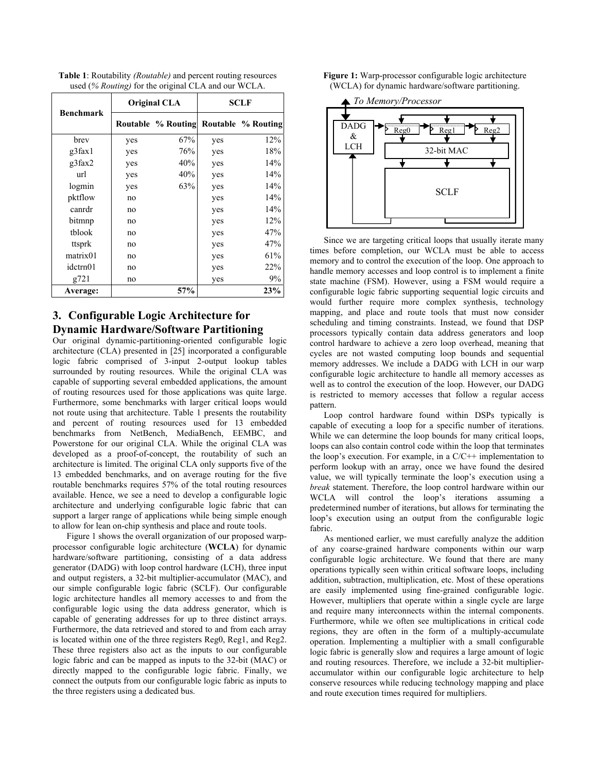**Table 1**: Routability *(Routable)* and percent routing resources used (*% Routing)* for the original CLA and our WCLA.

| Benchmark | Original CLA | | SCLF | |
|---|---|---|---|---|
| | Routable | % Routing | Routable | % Routing |
| brev | yes | 67% | yes | 12% |
| g3fax1 | yes | 76% | yes | 18% |
| g3fax2 | yes | 40% | yes | 14% |
| url | yes | 40% | yes | 14% |
| logmin | yes | 63% | yes | 14% |
| pktflow | no | | yes | 14% |
| canrdr | no | | yes | 14% |
| bitmnp | no | | yes | 12% |
| tblook | no | | yes | 47% |
| ttsprk | no | | yes | 47% |
| matrix01 | no | | yes | 61% |
| idctrn01 | no | | yes | 22% |
| g721 | no | | yes | 9% |
| **Average:** | | **57%** | | **23%** |

## 3. Configurable Logic Architecture for Dynamic Hardware/Software Partitioning

Our original dynamic-partitioning-oriented configurable logic architecture (CLA) presented in [25] incorporated a configurable logic fabric comprised of 3-input 2-output lookup tables surrounded by routing resources. While the original CLA was capable of supporting several embedded applications, the amount of routing resources used for those applications was quite large. Furthermore, some benchmarks with larger critical loops would not route using that architecture. Table 1 presents the routability and percent of routing resources used for 13 embedded benchmarks from NetBench, MediaBench, EEMBC, and Powerstone for our original CLA. While the original CLA was developed as a proof-of-concept, the routability of such an architecture is limited. The original CLA only supports five of the 13 embedded benchmarks, and on average routing for the five routable benchmarks requires 57% of the total routing resources available. Hence, we see a need to develop a configurable logic architecture and underlying configurable logic fabric that can support a larger range of applications while being simple enough to allow for lean on-chip synthesis and place and route tools.

Figure 1 shows the overall organization of our proposed warp-processor configurable logic architecture (**WCLA**) for dynamic hardware/software partitioning, consisting of a data address generator (DADG) with loop control hardware (LCH), three input and output registers, a 32-bit multiplier-accumulator (MAC), and our simple configurable logic fabric (SCLF). Our configurable logic architecture handles all memory accesses to and from the configurable logic using the data address generator, which is capable of generating addresses for up to three distinct arrays. Furthermore, the data retrieved and stored to and from each array is located within one of the three registers Reg0, Reg1, and Reg2. These three registers also act as the inputs to our configurable logic fabric and can be mapped as inputs to the 32-bit (MAC) or directly mapped to the configurable logic fabric. Finally, we connect the outputs from our configurable logic fabric as inputs to the three registers using a dedicated bus.

**Figure 1:** Warp-processor configurable logic architecture (WCLA) for dynamic hardware/software partitioning.

To Memory/Processor

DADG & LCH

Reg0

Reg1

Reg2

32-bit MAC

SCLF

Since we are targeting critical loops that usually iterate many times before completion, our WCLA must be able to access memory and to control the execution of the loop. One approach to handle memory accesses and loop control is to implement a finite state machine (FSM). However, using a FSM would require a configurable logic fabric supporting sequential logic circuits and would further require more complex synthesis, technology mapping, and place and route tools that must now consider scheduling and timing constraints. Instead, we found that DSP processors typically contain data address generators and loop control hardware to achieve a zero loop overhead, meaning that cycles are not wasted computing loop bounds and sequential memory addresses. We include a DADG with LCH in our warp configurable logic architecture to handle all memory accesses as well as to control the execution of the loop. However, our DADG is restricted to memory accesses that follow a regular access pattern.

Loop control hardware found within DSPs typically is capable of executing a loop for a specific number of iterations. While we can determine the loop bounds for many critical loops, loops can also contain control code within the loop that terminates the loop's execution. For example, in a C/C++ implementation to perform lookup with an array, once we have found the desired value, we will typically terminate the loop's execution using a *break* statement. Therefore, the loop control hardware within our WCLA will control the loop's iterations assuming a predetermined number of iterations, but allows for terminating the loop's execution using an output from the configurable logic fabric.

As mentioned earlier, we must carefully analyze the addition of any coarse-grained hardware components within our warp configurable logic architecture. We found that there are many operations typically seen within critical software loops, including addition, subtraction, multiplication, etc. Most of these operations are easily implemented using fine-grained configurable logic. However, multipliers that operate within a single cycle are large and require many interconnects within the internal components. Furthermore, while we often see multiplications in critical code regions, they are often in the form of a multiply-accumulate operation. Implementing a multiplier with a small configurable logic fabric is generally slow and requires a large amount of logic and routing resources. Therefore, we include a 32-bit multiplier-accumulator within our configurable logic architecture to help conserve resources while reducing technology mapping and place and route execution times required for multipliers.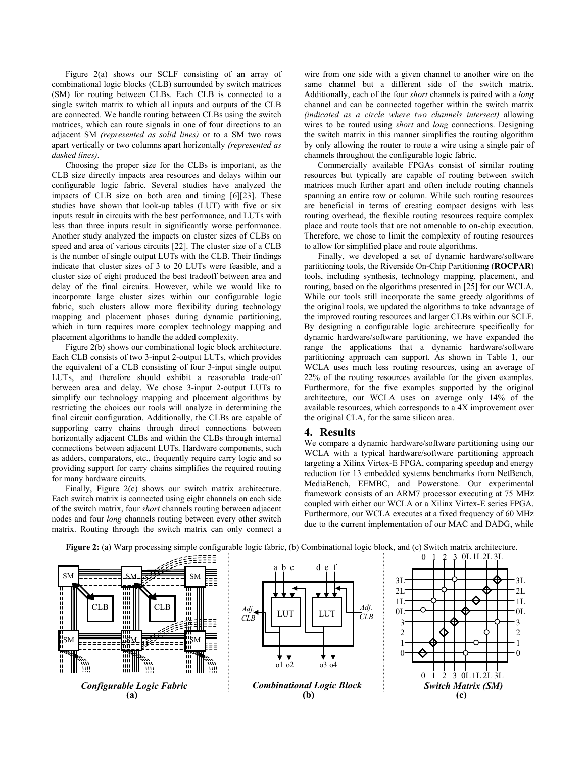Figure 2(a) shows our SCLF consisting of an array of combinational logic blocks (CLB) surrounded by switch matrices (SM) for routing between CLBs. Each CLB is connected to a single switch matrix to which all inputs and outputs of the CLB are connected. We handle routing between CLBs using the switch matrices, which can route signals in one of four directions to an adjacent SM *(represented as solid lines)* or to a SM two rows apart vertically or two columns apart horizontally *(represented as dashed lines)*.

Choosing the proper size for the CLBs is important, as the CLB size directly impacts area resources and delays within our configurable logic fabric. Several studies have analyzed the impacts of CLB size on both area and timing [6][23]. These studies have shown that look-up tables (LUT) with five or six inputs result in circuits with the best performance, and LUTs with less than three inputs result in significantly worse performance. Another study analyzed the impacts on cluster sizes of CLBs on speed and area of various circuits [22]. The cluster size of a CLB is the number of single output LUTs with the CLB. Their findings indicate that cluster sizes of 3 to 20 LUTs were feasible, and a cluster size of eight produced the best tradeoff between area and delay of the final circuits. However, while we would like to incorporate large cluster sizes within our configurable logic fabric, such clusters allow more flexibility during technology mapping and placement phases during dynamic partitioning, which in turn requires more complex technology mapping and placement algorithms to handle the added complexity.

Figure 2(b) shows our combinational logic block architecture. Each CLB consists of two 3-input 2-output LUTs, which provides the equivalent of a CLB consisting of four 3-input single output LUTs, and therefore should exhibit a reasonable trade-off between area and delay. We chose 3-input 2-output LUTs to simplify our technology mapping and placement algorithms by restricting the choices our tools will analyze in determining the final circuit configuration. Additionally, the CLBs are capable of supporting carry chains through direct connections between horizontally adjacent CLBs and within the CLBs through internal connections between adjacent LUTs. Hardware components, such as adders, comparators, etc., frequently require carry logic and so providing support for carry chains simplifies the required routing for many hardware circuits.

Finally, Figure 2(c) shows our switch matrix architecture. Each switch matrix is connected using eight channels on each side of the switch matrix, four *short* channels routing between adjacent nodes and four *long* channels routing between every other switch matrix. Routing through the switch matrix can only connect a wire from one side with a given channel to another wire on the same channel but a different side of the switch matrix. Additionally, each of the four *short* channels is paired with a *long* channel and can be connected together within the switch matrix *(indicated as a circle where two channels intersect)* allowing wires to be routed using *short* and *long* connections. Designing the switch matrix in this manner simplifies the routing algorithm by only allowing the router to route a wire using a single pair of channels throughout the configurable logic fabric.

Commercially available FPGAs consist of similar routing resources but typically are capable of routing between switch matrices much further apart and often include routing channels spanning an entire row or column. While such routing resources are beneficial in terms of creating compact designs with less routing overhead, the flexible routing resources require complex place and route tools that are not amenable to on-chip execution. Therefore, we chose to limit the complexity of routing resources to allow for simplified place and route algorithms.

Finally, we developed a set of dynamic hardware/software partitioning tools, the Riverside On-Chip Partitioning (**ROCPAR**) tools, including synthesis, technology mapping, placement, and routing, based on the algorithms presented in [25] for our WCLA. While our tools still incorporate the same greedy algorithms of the original tools, we updated the algorithms to take advantage of the improved routing resources and larger CLBs within our SCLF. By designing a configurable logic architecture specifically for dynamic hardware/software partitioning, we have expanded the range the applications that a dynamic hardware/software partitioning approach can support. As shown in Table 1, our WCLA uses much less routing resources, using an average of 22% of the routing resources available for the given examples. Furthermore, for the five examples supported by the original architecture, our WCLA uses on average only 14% of the available resources, which corresponds to a 4X improvement over the original CLA, for the same silicon area.

## 4. Results

We compare a dynamic hardware/software partitioning using our WCLA with a typical hardware/software partitioning approach targeting a Xilinx Virtex-E FPGA, comparing speedup and energy reduction for 13 embedded systems benchmarks from NetBench, MediaBench, EEMBC, and Powerstone. Our experimental framework consists of an ARM7 processor executing at 75 MHz coupled with either our WCLA or a Xilinx Virtex-E series FPGA. Furthermore, our WCLA executes at a fixed frequency of 60 MHz due to the current implementation of our MAC and DADG, while

**Figure 2:** (a) Warp processing simple configurable logic fabric, (b) Combinational logic block, and (c) Switch matrix architecture.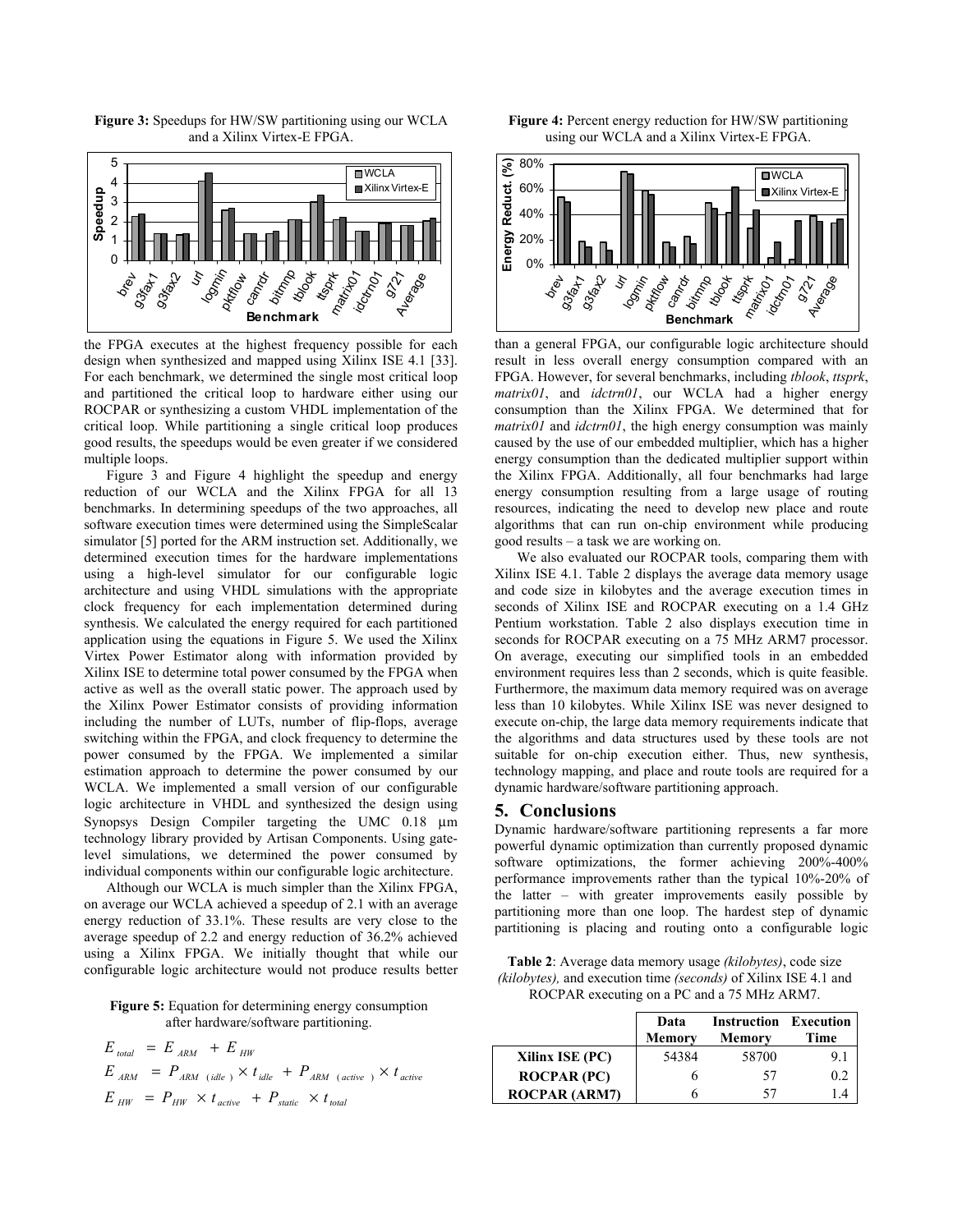**Figure 3:** Speedups for HW/SW partitioning using our WCLA and a Xilinx Virtex-E FPGA.

**Figure 4:** Percent energy reduction for HW/SW partitioning using our WCLA and a Xilinx Virtex-E FPGA.

the FPGA executes at the highest frequency possible for each design when synthesized and mapped using Xilinx ISE 4.1 [33]. For each benchmark, we determined the single most critical loop and partitioned the critical loop to hardware either using our ROCPAR or synthesizing a custom VHDL implementation of the critical loop. While partitioning a single critical loop produces good results, the speedups would be even greater if we considered multiple loops.

Figure 3 and Figure 4 highlight the speedup and energy reduction of our WCLA and the Xilinx FPGA for all 13 benchmarks. In determining speedups of the two approaches, all software execution times were determined using the SimpleScalar simulator [5] ported for the ARM instruction set. Additionally, we determined execution times for the hardware implementations using a high-level simulator for our configurable logic architecture and using VHDL simulations with the appropriate clock frequency for each implementation determined during synthesis. We calculated the energy required for each partitioned application using the equations in Figure 5. We used the Xilinx Virtex Power Estimator along with information provided by Xilinx ISE to determine total power consumed by the FPGA when active as well as the overall static power. The approach used by the Xilinx Power Estimator consists of providing information including the number of LUTs, number of flip-flops, average switching within the FPGA, and clock frequency to determine the power consumed by the FPGA. We implemented a similar estimation approach to determine the power consumed by our WCLA. We implemented a small version of our configurable logic architecture in VHDL and synthesized the design using Synopsys Design Compiler targeting the UMC 0.18 µm technology library provided by Artisan Components. Using gate-level simulations, we determined the power consumed by individual components within our configurable logic architecture.

Although our WCLA is much simpler than the Xilinx FPGA, on average our WCLA achieved a speedup of 2.1 with an average energy reduction of 33.1%. These results are very close to the average speedup of 2.2 and energy reduction of 36.2% achieved using a Xilinx FPGA. We initially thought that while our configurable logic architecture would not produce results better than a general FPGA, our configurable logic architecture should result in less overall energy consumption compared with an FPGA. However, for several benchmarks, including *tblook*, *ttsprk*, *matrix01*, and *idctrn01*, our WCLA had a higher energy consumption than the Xilinx FPGA. We determined that for *matrix01* and *idctrn01*, the high energy consumption was mainly caused by the use of our embedded multiplier, which has a higher energy consumption than the dedicated multiplier support within the Xilinx FPGA. Additionally, all four benchmarks had large energy consumption resulting from a large usage of routing resources, indicating the need to develop new place and route algorithms that can run on-chip environment while producing good results – a task we are working on.

**Figure 5:** Equation for determining energy consumption after hardware/software partitioning.

$$E_{total} = E_{ARM} + E_{HW}$$

$$E_{ARM} = P_{ARM(idle)} \times t_{idle} + P_{ARM(active)} \times t_{active}$$

$$E_{HW} = P_{HW} \times t_{active} + P_{static} \times t_{total}$$

We also evaluated our ROCPAR tools, comparing them with Xilinx ISE 4.1. Table 2 displays the average data memory usage and code size in kilobytes and the average execution times in seconds of Xilinx ISE and ROCPAR executing on a 1.4 GHz Pentium workstation. Table 2 also displays execution time in seconds for ROCPAR executing on a 75 MHz ARM7 processor. On average, executing our simplified tools in an embedded environment requires less than 2 seconds, which is quite feasible. Furthermore, the maximum data memory required was on average less than 10 kilobytes. While Xilinx ISE was never designed to execute on-chip, the large data memory requirements indicate that the algorithms and data structures used by these tools are not suitable for on-chip execution either. Thus, new synthesis, technology mapping, and place and route tools are required for a dynamic hardware/software partitioning approach.

## 5. Conclusions

Dynamic hardware/software partitioning represents a far more powerful dynamic optimization than currently proposed dynamic software optimizations, the former achieving 200%-400% performance improvements rather than the typical 10%-20% of the latter – with greater improvements easily possible by partitioning more than one loop. The hardest step of dynamic partitioning is placing and routing onto a configurable logic

**Table 2**: Average data memory usage *(kilobytes)*, code size *(kilobytes),* and execution time *(seconds)* of Xilinx ISE 4.1 and ROCPAR executing on a PC and a 75 MHz ARM7.

| | Data Memory | Instruction Memory | Execution Time |
|---|---|---|---|
| **Xilinx ISE (PC)** | 54384 | 58700 | 9.1 |
| **ROCPAR (PC)** | 6 | 57 | 0.2 |
| **ROCPAR (ARM7)** | 6 | 57 | 1.4 |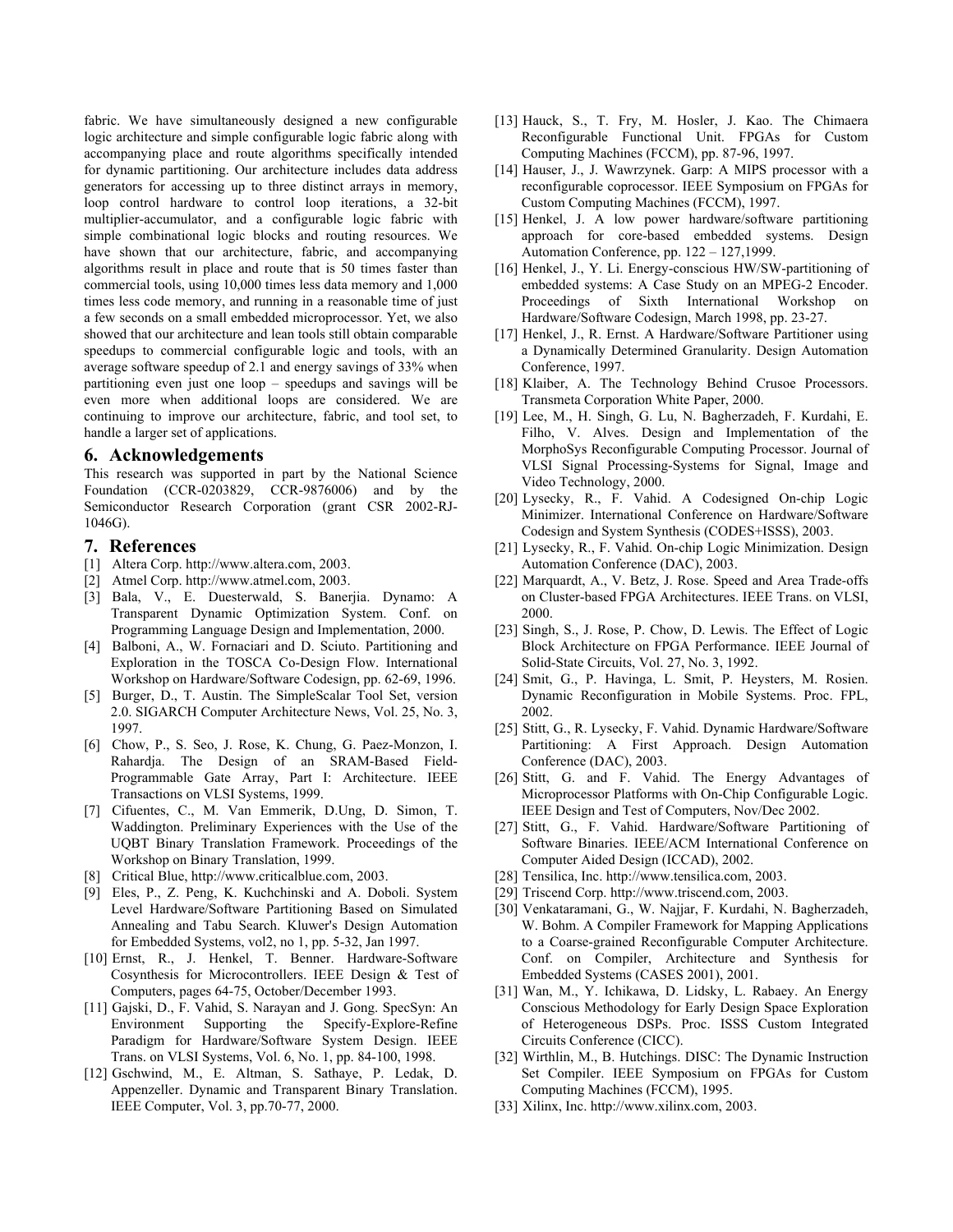fabric. We have simultaneously designed a new configurable logic architecture and simple configurable logic fabric along with accompanying place and route algorithms specifically intended for dynamic partitioning. Our architecture includes data address generators for accessing up to three distinct arrays in memory, loop control hardware to control loop iterations, a 32-bit multiplier-accumulator, and a configurable logic fabric with simple combinational logic blocks and routing resources. We have shown that our architecture, fabric, and accompanying algorithms result in place and route that is 50 times faster than commercial tools, using 10,000 times less data memory and 1,000 times less code memory, and running in a reasonable time of just a few seconds on a small embedded microprocessor. Yet, we also showed that our architecture and lean tools still obtain comparable speedups to commercial configurable logic and tools, with an average software speedup of 2.1 and energy savings of 33% when partitioning even just one loop – speedups and savings will be even more when additional loops are considered. We are continuing to improve our architecture, fabric, and tool set, to handle a larger set of applications.

## 6. Acknowledgements

This research was supported in part by the National Science Foundation (CCR-0203829, CCR-9876006) and by the Semiconductor Research Corporation (grant CSR 2002-RJ-1046G).

## 7. References

[1] Altera Corp. http://www.altera.com, 2003.

[2] Atmel Corp. http://www.atmel.com, 2003.

[3] Bala, V., E. Duesterwald, S. Banerjia. Dynamo: A Transparent Dynamic Optimization System. Conf. on Programming Language Design and Implementation, 2000.

[4] Balboni, A., W. Fornaciari and D. Sciuto. Partitioning and Exploration in the TOSCA Co-Design Flow. International Workshop on Hardware/Software Codesign, pp. 62-69, 1996.

[5] Burger, D., T. Austin. The SimpleScalar Tool Set, version 2.0. SIGARCH Computer Architecture News, Vol. 25, No. 3, 1997.

[6] Chow, P., S. Seo, J. Rose, K. Chung, G. Paez-Monzon, I. Rahardja. The Design of an SRAM-Based Field-Programmable Gate Array, Part I: Architecture. IEEE Transactions on VLSI Systems, 1999.

[7] Cifuentes, C., M. Van Emmerik, D.Ung, D. Simon, T. Waddington. Preliminary Experiences with the Use of the UQBT Binary Translation Framework. Proceedings of the Workshop on Binary Translation, 1999.

[8] Critical Blue, http://www.criticalblue.com, 2003.

[9] Eles, P., Z. Peng, K. Kuchchinski and A. Doboli. System Level Hardware/Software Partitioning Based on Simulated Annealing and Tabu Search. Kluwer's Design Automation for Embedded Systems, vol2, no 1, pp. 5-32, Jan 1997.

[10] Ernst, R., J. Henkel, T. Benner. Hardware-Software Cosynthesis for Microcontrollers. IEEE Design & Test of Computers, pages 64-75, October/December 1993.

[11] Gajski, D., F. Vahid, S. Narayan and J. Gong. SpecSyn: An Environment Supporting the Specify-Explore-Refine Paradigm for Hardware/Software System Design. IEEE Trans. on VLSI Systems, Vol. 6, No. 1, pp. 84-100, 1998.

[12] Gschwind, M., E. Altman, S. Sathaye, P. Ledak, D. Appenzeller. Dynamic and Transparent Binary Translation. IEEE Computer, Vol. 3, pp.70-77, 2000.

[13] Hauck, S., T. Fry, M. Hosler, J. Kao. The Chimaera Reconfigurable Functional Unit. FPGAs for Custom Computing Machines (FCCM), pp. 87-96, 1997.

[14] Hauser, J., J. Wawrzynek. Garp: A MIPS processor with a reconfigurable coprocessor. IEEE Symposium on FPGAs for Custom Computing Machines (FCCM), 1997.

[15] Henkel, J. A low power hardware/software partitioning approach for core-based embedded systems. Design Automation Conference, pp. 122 – 127,1999.

[16] Henkel, J., Y. Li. Energy-conscious HW/SW-partitioning of embedded systems: A Case Study on an MPEG-2 Encoder. Proceedings of Sixth International Workshop on Hardware/Software Codesign, March 1998, pp. 23-27.

[17] Henkel, J., R. Ernst. A Hardware/Software Partitioner using a Dynamically Determined Granularity. Design Automation Conference, 1997.

[18] Klaiber, A. The Technology Behind Crusoe Processors. Transmeta Corporation White Paper, 2000.

[19] Lee, M., H. Singh, G. Lu, N. Bagherzadeh, F. Kurdahi, E. Filho, V. Alves. Design and Implementation of the MorphoSys Reconfigurable Computing Processor. Journal of VLSI Signal Processing-Systems for Signal, Image and Video Technology, 2000.

[20] Lysecky, R., F. Vahid. A Codesigned On-chip Logic Minimizer. International Conference on Hardware/Software Codesign and System Synthesis (CODES+ISSS), 2003.

[21] Lysecky, R., F. Vahid. On-chip Logic Minimization. Design Automation Conference (DAC), 2003.

[22] Marquardt, A., V. Betz, J. Rose. Speed and Area Trade-offs on Cluster-based FPGA Architectures. IEEE Trans. on VLSI, 2000.

[23] Singh, S., J. Rose, P. Chow, D. Lewis. The Effect of Logic Block Architecture on FPGA Performance. IEEE Journal of Solid-State Circuits, Vol. 27, No. 3, 1992.

[24] Smit, G., P. Havinga, L. Smit, P. Heysters, M. Rosien. Dynamic Reconfiguration in Mobile Systems. Proc. FPL, 2002.

[25] Stitt, G., R. Lysecky, F. Vahid. Dynamic Hardware/Software Partitioning: A First Approach. Design Automation Conference (DAC), 2003.

[26] Stitt, G. and F. Vahid. The Energy Advantages of Microprocessor Platforms with On-Chip Configurable Logic. IEEE Design and Test of Computers, Nov/Dec 2002.

[27] Stitt, G., F. Vahid. Hardware/Software Partitioning of Software Binaries. IEEE/ACM International Conference on Computer Aided Design (ICCAD), 2002.

[28] Tensilica, Inc. http://www.tensilica.com, 2003.

[29] Triscend Corp. http://www.triscend.com, 2003.

[30] Venkataramani, G., W. Najjar, F. Kurdahi, N. Bagherzadeh, W. Bohm. A Compiler Framework for Mapping Applications to a Coarse-grained Reconfigurable Computer Architecture. Conf. on Compiler, Architecture and Synthesis for Embedded Systems (CASES 2001), 2001.

[31] Wan, M., Y. Ichikawa, D. Lidsky, L. Rabaey. An Energy Conscious Methodology for Early Design Space Exploration of Heterogeneous DSPs. Proc. ISSS Custom Integrated Circuits Conference (CICC).

[32] Wirthlin, M., B. Hutchings. DISC: The Dynamic Instruction Set Compiler. IEEE Symposium on FPGAs for Custom Computing Machines (FCCM), 1995.

[33] Xilinx, Inc. http://www.xilinx.com, 2003.